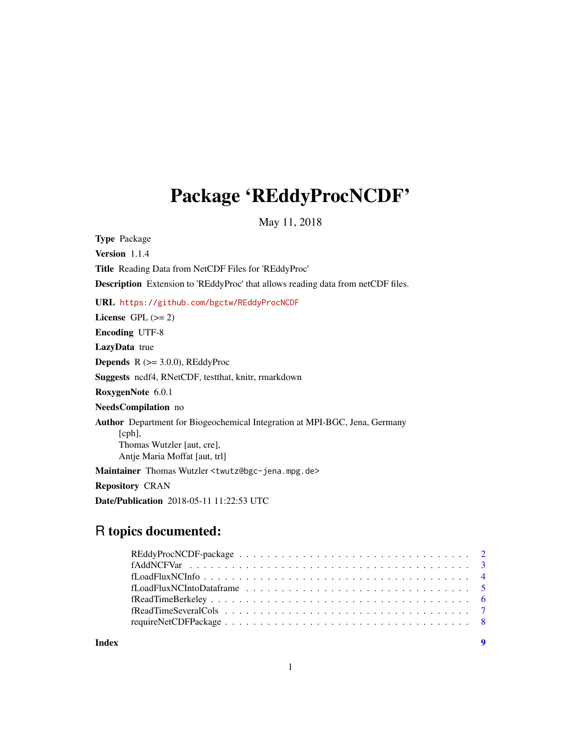# Package 'REddyProcNCDF'

May 11, 2018

**Type** Package

**Version** 1.1.4

**Title** Reading Data from NetCDF Files for 'REddyProc'

**Description** Extension to 'REddyProc' that allows reading data from netCDF files.

**URL** https://github.com/bgctw/REddyProcNCDF

**License** GPL (>= 2)

**Encoding** UTF-8

**LazyData** true

**Depends** R (>= 3.0.0), REddyProc

**Suggests** ncdf4, RNetCDF, testthat, knitr, rmarkdown

**RoxygenNote** 6.0.1

**NeedsCompilation** no

**Author** Department for Biogeochemical Integration at MPI-BGC, Jena, Germany [cph],
Thomas Wutzler [aut, cre],
Antje Maria Moffat [aut, trl]

**Maintainer** Thomas Wutzler <twutz@bgc-jena.mpg.de>

**Repository** CRAN

**Date/Publication** 2018-05-11 11:22:53 UTC

## R topics documented:

- REddyProcNCDF-package . . . . . . . . . . . . . . . . . . . . . . . . . . . . . . . 2
- fAddNCFVar . . . . . . . . . . . . . . . . . . . . . . . . . . . . . . . . . . . . . . 3
- fLoadFluxNCInfo . . . . . . . . . . . . . . . . . . . . . . . . . . . . . . . . . . . 4
- fLoadFluxNCIntoDataframe . . . . . . . . . . . . . . . . . . . . . . . . . . . . . 5
- fReadTimeBerkeley . . . . . . . . . . . . . . . . . . . . . . . . . . . . . . . . . . 6
- fReadTimeSeveralCols . . . . . . . . . . . . . . . . . . . . . . . . . . . . . . . . 7
- requireNetCDFPackage . . . . . . . . . . . . . . . . . . . . . . . . . . . . . . . . 8

**Index** 9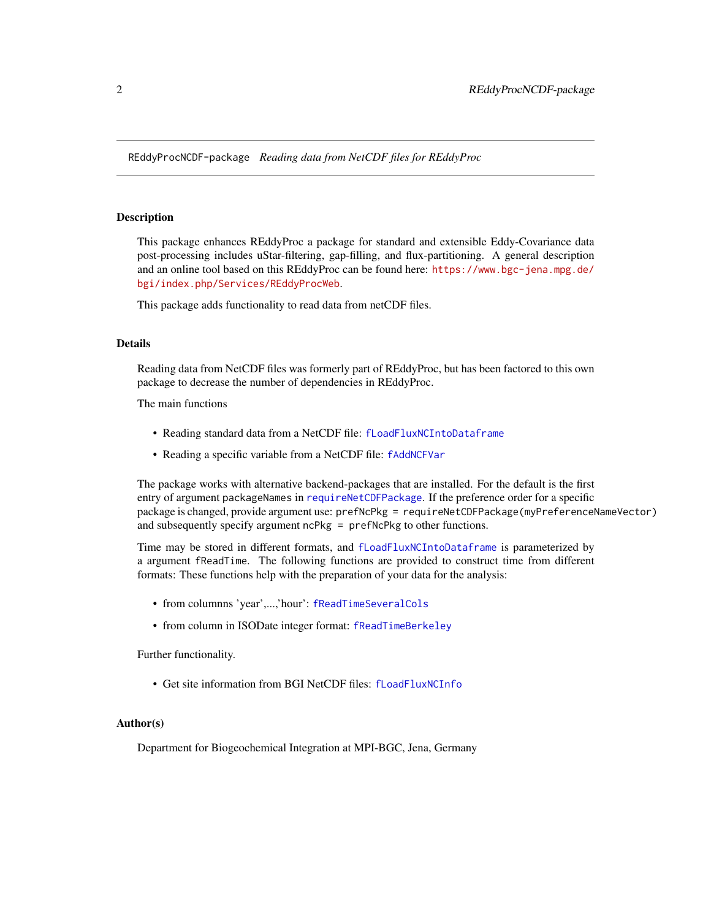REddyProcNCDF-package    *Reading data from NetCDF files for REddyProc*

## Description

This package enhances REddyProc a package for standard and extensible Eddy-Covariance data post-processing includes uStar-filtering, gap-filling, and flux-partitioning. A general description and an online tool based on this REddyProc can be found here: https://www.bgc-jena.mpg.de/bgi/index.php/Services/REddyProcWeb.

This package adds functionality to read data from netCDF files.

## Details

Reading data from NetCDF files was formerly part of REddyProc, but has been factored to this own package to decrease the number of dependencies in REddyProc.

The main functions

- Reading standard data from a NetCDF file: `fLoadFluxNCIntoDataframe`
- Reading a specific variable from a NetCDF file: `fAddNCFVar`

The package works with alternative backend-packages that are installed. For the default is the first entry of argument `packageNames` in `requireNetCDFPackage`. If the preference order for a specific package is changed, provide argument use: `prefNcPkg = requireNetCDFPackage(myPreferenceNameVector)` and subsequently specify argument `ncPkg = prefNcPkg` to other functions.

Time may be stored in different formats, and `fLoadFluxNCIntoDataframe` is parameterized by a argument `fReadTime`. The following functions are provided to construct time from different formats: These functions help with the preparation of your data for the analysis:

- from columnns 'year',...,'hour': `fReadTimeSeveralCols`
- from column in ISODate integer format: `fReadTimeBerkeley`

Further functionality.

- Get site information from BGI NetCDF files: `fLoadFluxNCInfo`

## Author(s)

Department for Biogeochemical Integration at MPI-BGC, Jena, Germany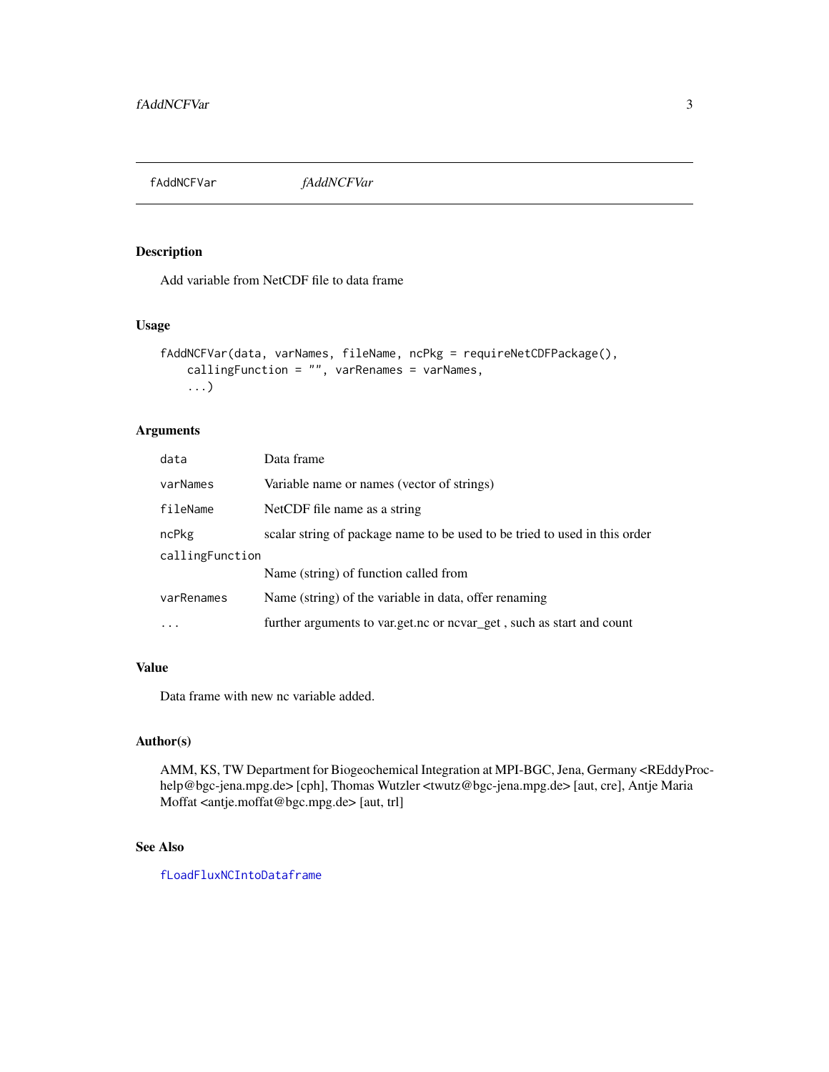## fAddNCFVar — *fAddNCFVar*

### Description

Add variable from NetCDF file to data frame

### Usage

```
fAddNCFVar(data, varNames, fileName, ncPkg = requireNetCDFPackage(),
    callingFunction = "", varRenames = varNames,
    ...)
```

### Arguments

| Argument | Description |
|---|---|
| `data` | Data frame |
| `varNames` | Variable name or names (vector of strings) |
| `fileName` | NetCDF file name as a string |
| `ncPkg` | scalar string of package name to be used to be tried to used in this order |
| `callingFunction` | Name (string) of function called from |
| `varRenames` | Name (string) of the variable in data, offer renaming |
| `...` | further arguments to var.get.nc or ncvar_get , such as start and count |

### Value

Data frame with new nc variable added.

### Author(s)

AMM, KS, TW Department for Biogeochemical Integration at MPI-BGC, Jena, Germany <REddyProc-help@bgc-jena.mpg.de> [cph], Thomas Wutzler <twutz@bgc-jena.mpg.de> [aut, cre], Antje Maria Moffat <antje.moffat@bgc.mpg.de> [aut, trl]

### See Also

`fLoadFluxNCIntoDataframe`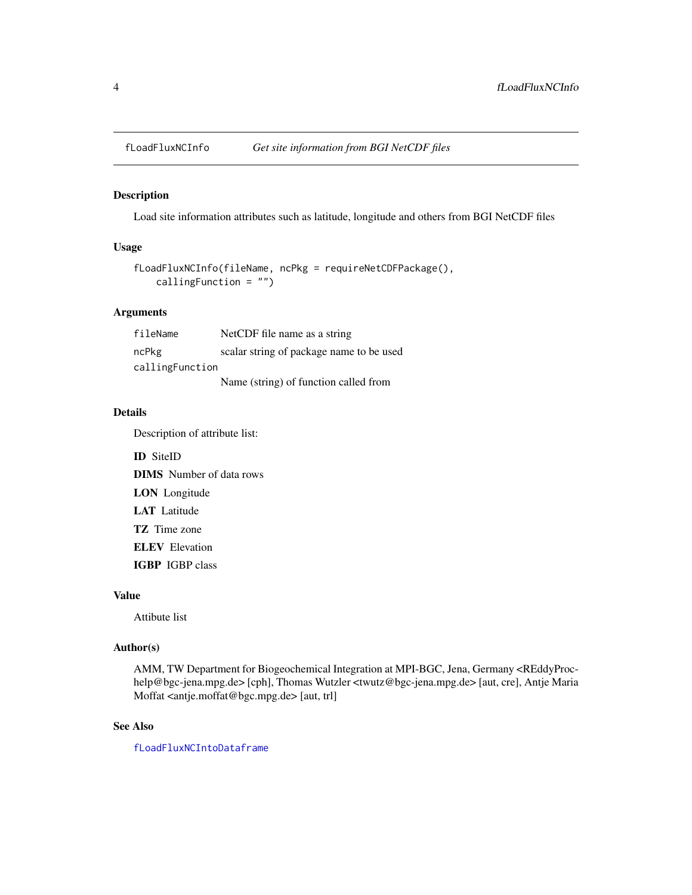## fLoadFluxNCInfo *Get site information from BGI NetCDF files*

### Description

Load site information attributes such as latitude, longitude and others from BGI NetCDF files

### Usage

```
fLoadFluxNCInfo(fileName, ncPkg = requireNetCDFPackage(),
    callingFunction = "")
```

### Arguments

| | |
|---|---|
| `fileName` | NetCDF file name as a string |
| `ncPkg` | scalar string of package name to be used |
| `callingFunction` | Name (string) of function called from |

### Details

Description of attribute list:

**ID** SiteID

**DIMS** Number of data rows

**LON** Longitude

**LAT** Latitude

**TZ** Time zone

**ELEV** Elevation

**IGBP** IGBP class

### Value

Attibute list

### Author(s)

AMM, TW Department for Biogeochemical Integration at MPI-BGC, Jena, Germany <REddyProc-help@bgc-jena.mpg.de> [cph], Thomas Wutzler <twutz@bgc-jena.mpg.de> [aut, cre], Antje Maria Moffat <antje.moffat@bgc.mpg.de> [aut, trl]

### See Also

`fLoadFluxNCIntoDataframe`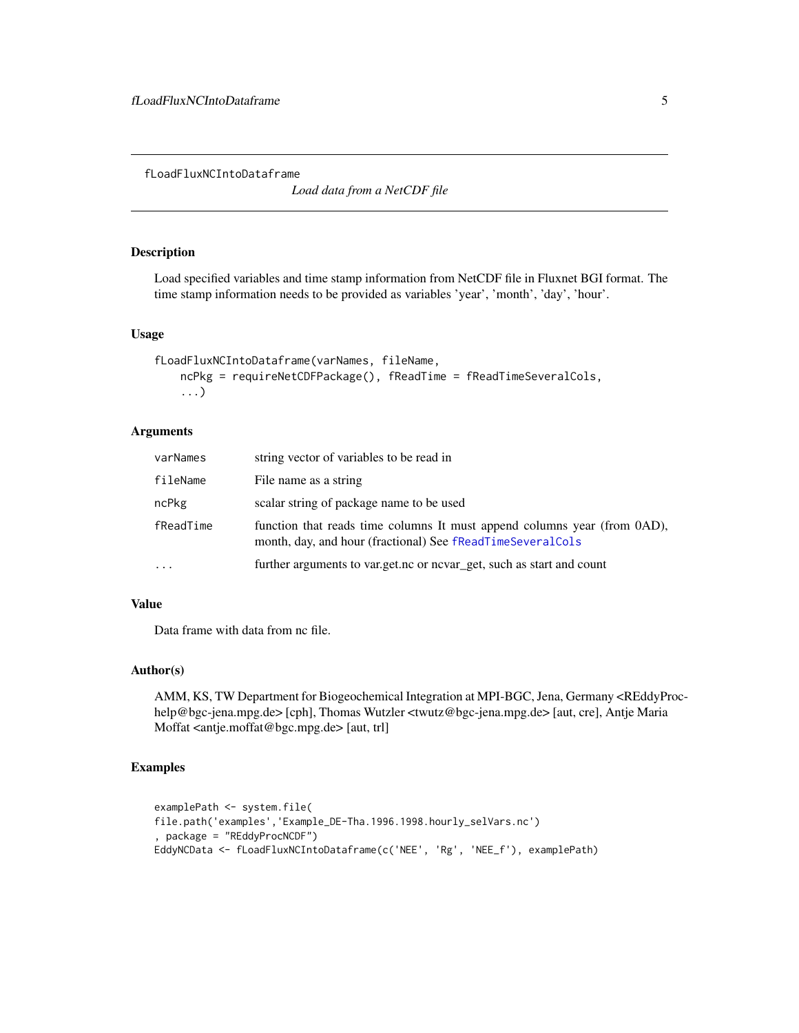# fLoadFluxNCIntoDataframe

*Load data from a NetCDF file*

## Description

Load specified variables and time stamp information from NetCDF file in Fluxnet BGI format. The time stamp information needs to be provided as variables 'year', 'month', 'day', 'hour'.

## Usage

```
fLoadFluxNCIntoDataframe(varNames, fileName,
    ncPkg = requireNetCDFPackage(), fReadTime = fReadTimeSeveralCols,
    ...)
```

## Arguments

| | |
|---|---|
| varNames | string vector of variables to be read in |
| fileName | File name as a string |
| ncPkg | scalar string of package name to be used |
| fReadTime | function that reads time columns It must append columns year (from 0AD), month, day, and hour (fractional) See fReadTimeSeveralCols |
| ... | further arguments to var.get.nc or ncvar_get, such as start and count |

## Value

Data frame with data from nc file.

## Author(s)

AMM, KS, TW Department for Biogeochemical Integration at MPI-BGC, Jena, Germany <REddyProc-help@bgc-jena.mpg.de> [cph], Thomas Wutzler <twutz@bgc-jena.mpg.de> [aut, cre], Antje Maria Moffat <antje.moffat@bgc.mpg.de> [aut, trl]

## Examples

```
examplePath <- system.file(
file.path('examples','Example_DE-Tha.1996.1998.hourly_selVars.nc')
, package = "REddyProcNCDF")
EddyNCData <- fLoadFluxNCIntoDataframe(c('NEE', 'Rg', 'NEE_f'), examplePath)
```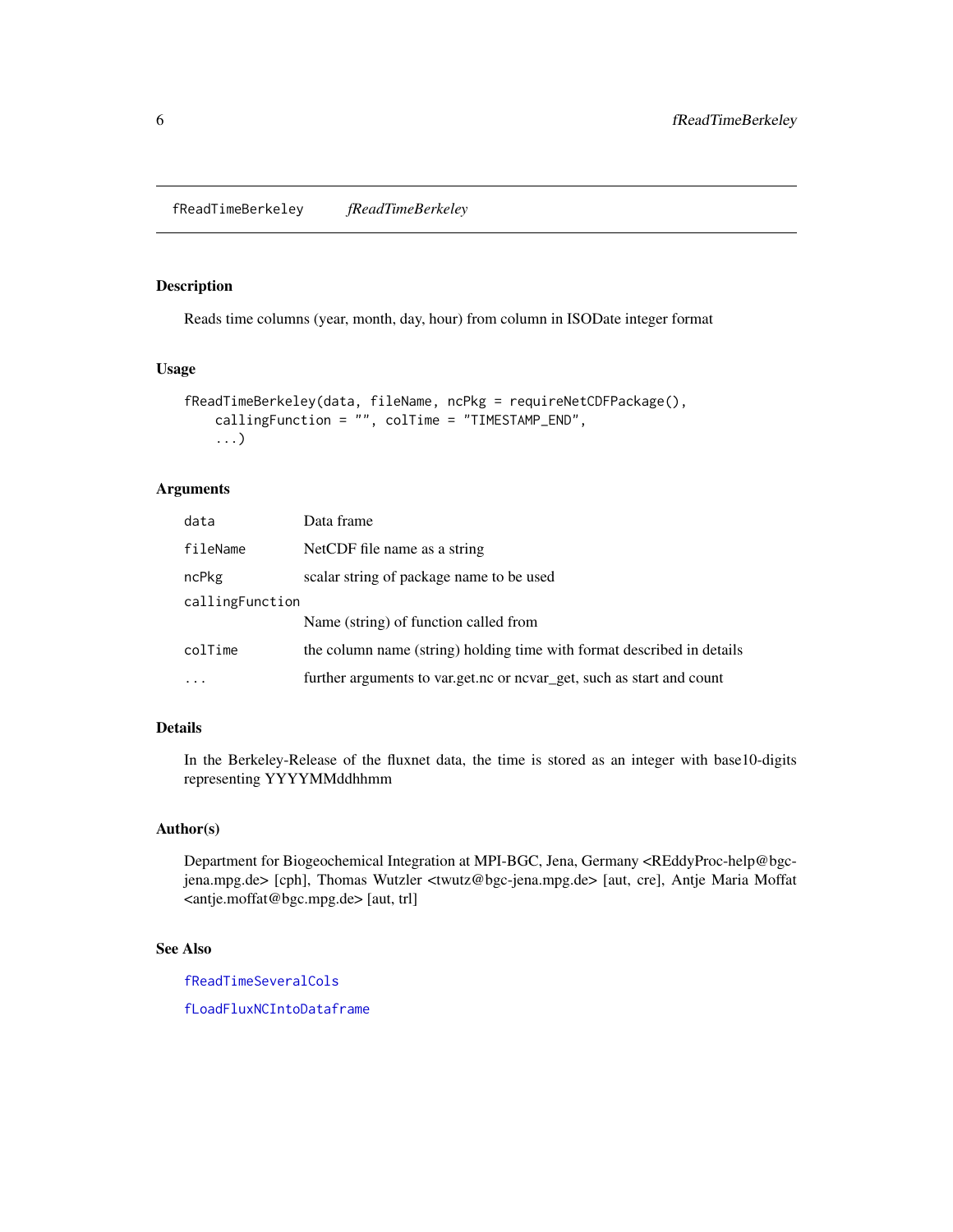# fReadTimeBerkeley *fReadTimeBerkeley*

## Description

Reads time columns (year, month, day, hour) from column in ISODate integer format

## Usage

```
fReadTimeBerkeley(data, fileName, ncPkg = requireNetCDFPackage(),
    callingFunction = "", colTime = "TIMESTAMP_END",
    ...)
```

## Arguments

| | |
|---|---|
| data | Data frame |
| fileName | NetCDF file name as a string |
| ncPkg | scalar string of package name to be used |
| callingFunction | Name (string) of function called from |
| colTime | the column name (string) holding time with format described in details |
| ... | further arguments to var.get.nc or ncvar_get, such as start and count |

## Details

In the Berkeley-Release of the fluxnet data, the time is stored as an integer with base10-digits representing YYYYMMddhhmm

## Author(s)

Department for Biogeochemical Integration at MPI-BGC, Jena, Germany <REddyProc-help@bgc-jena.mpg.de> [cph], Thomas Wutzler <twutz@bgc-jena.mpg.de> [aut, cre], Antje Maria Moffat <antje.moffat@bgc.mpg.de> [aut, trl]

## See Also

fReadTimeSeveralCols

fLoadFluxNCIntoDataframe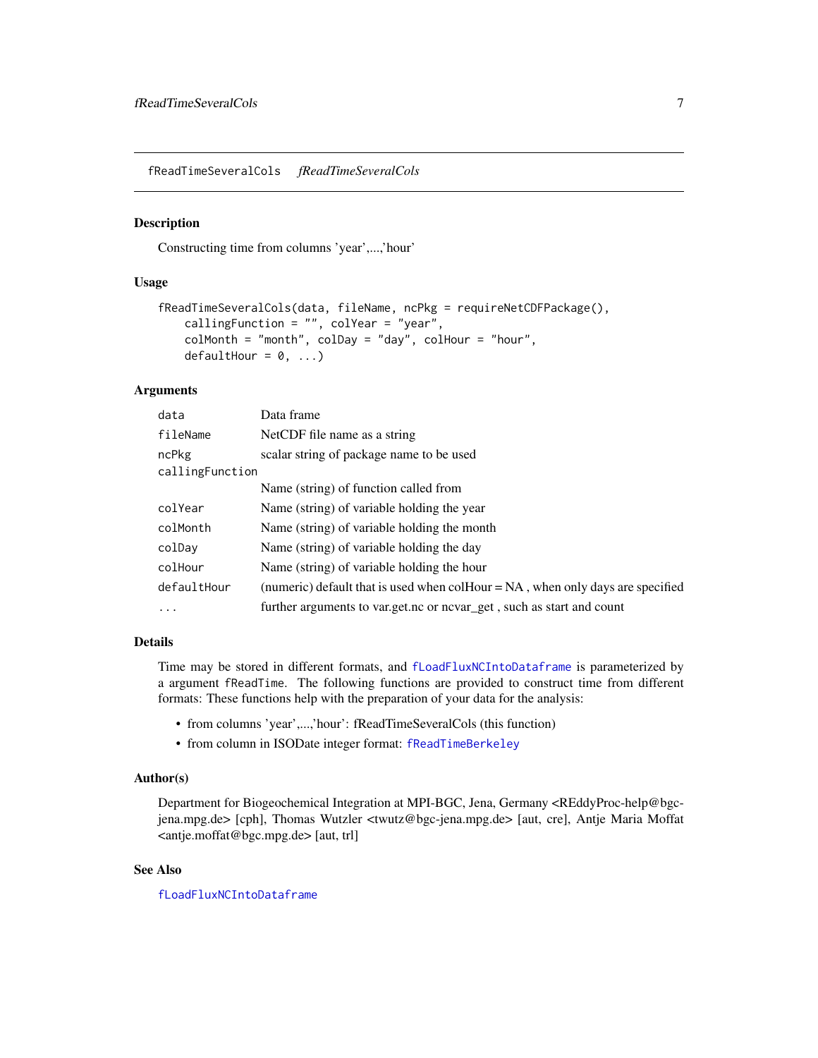## fReadTimeSeveralCols *fReadTimeSeveralCols*

### Description

Constructing time from columns 'year',...,'hour'

### Usage

```
fReadTimeSeveralCols(data, fileName, ncPkg = requireNetCDFPackage(),
    callingFunction = "", colYear = "year",
    colMonth = "month", colDay = "day", colHour = "hour",
    defaultHour = 0, ...)
```

### Arguments

| | |
|---|---|
| `data` | Data frame |
| `fileName` | NetCDF file name as a string |
| `ncPkg` | scalar string of package name to be used |
| `callingFunction` | Name (string) of function called from |
| `colYear` | Name (string) of variable holding the year |
| `colMonth` | Name (string) of variable holding the month |
| `colDay` | Name (string) of variable holding the day |
| `colHour` | Name (string) of variable holding the hour |
| `defaultHour` | (numeric) default that is used when colHour = NA , when only days are specified |
| `...` | further arguments to var.get.nc or ncvar_get , such as start and count |

### Details

Time may be stored in different formats, and `fLoadFluxNCIntoDataframe` is parameterized by a argument `fReadTime`. The following functions are provided to construct time from different formats: These functions help with the preparation of your data for the analysis:

- from columns 'year',...,'hour': fReadTimeSeveralCols (this function)
- from column in ISODate integer format: `fReadTimeBerkeley`

### Author(s)

Department for Biogeochemical Integration at MPI-BGC, Jena, Germany <REddyProc-help@bgc-jena.mpg.de> [cph], Thomas Wutzler <twutz@bgc-jena.mpg.de> [aut, cre], Antje Maria Moffat <antje.moffat@bgc.mpg.de> [aut, trl]

### See Also

`fLoadFluxNCIntoDataframe`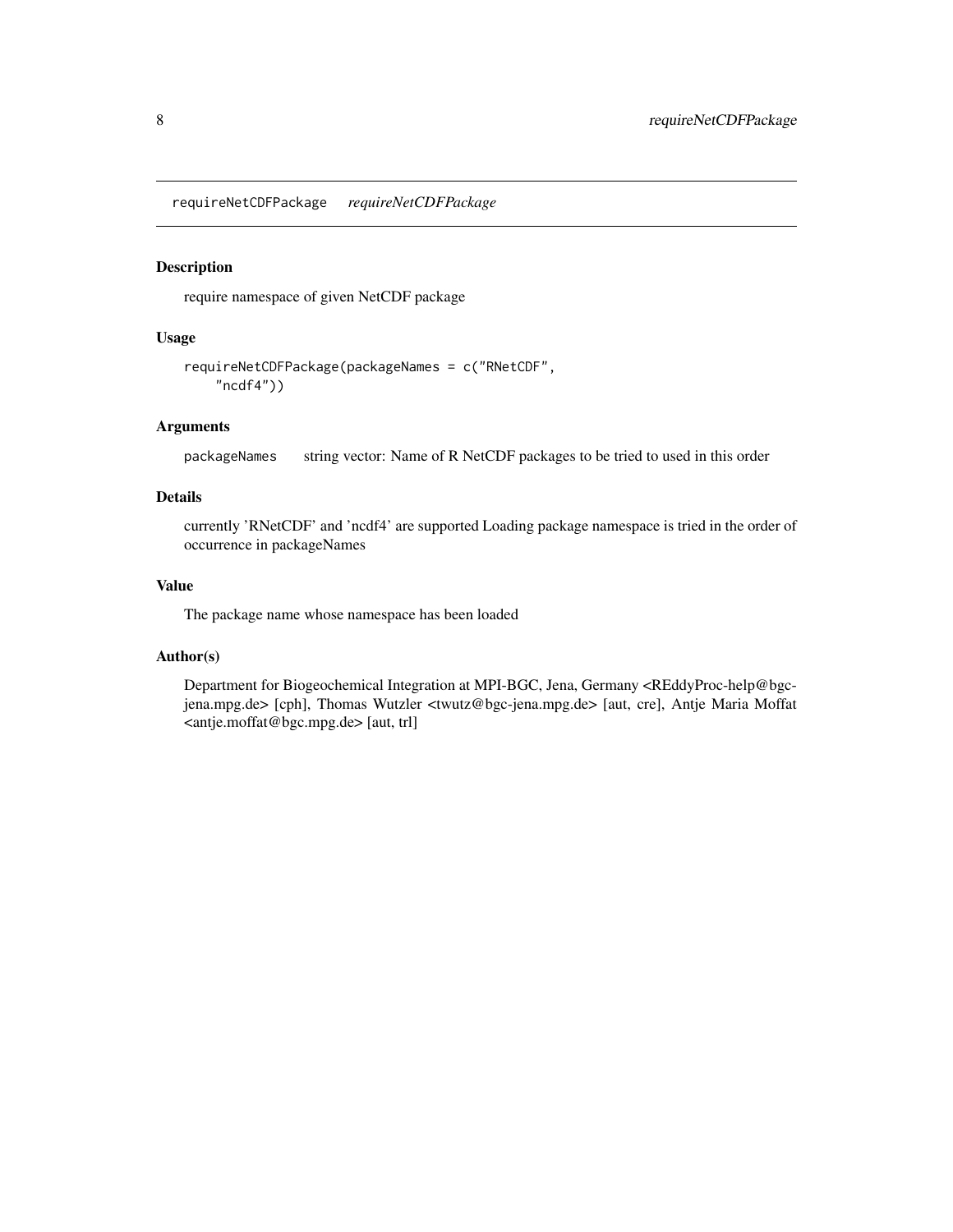## requireNetCDFPackage *requireNetCDFPackage*

### Description

require namespace of given NetCDF package

### Usage

```
requireNetCDFPackage(packageNames = c("RNetCDF",
    "ncdf4"))
```

### Arguments

packageNames string vector: Name of R NetCDF packages to be tried to used in this order

### Details

currently 'RNetCDF' and 'ncdf4' are supported Loading package namespace is tried in the order of occurrence in packageNames

### Value

The package name whose namespace has been loaded

### Author(s)

Department for Biogeochemical Integration at MPI-BGC, Jena, Germany <REddyProc-help@bgc-jena.mpg.de> [cph], Thomas Wutzler <twutz@bgc-jena.mpg.de> [aut, cre], Antje Maria Moffat <antje.moffat@bgc.mpg.de> [aut, trl]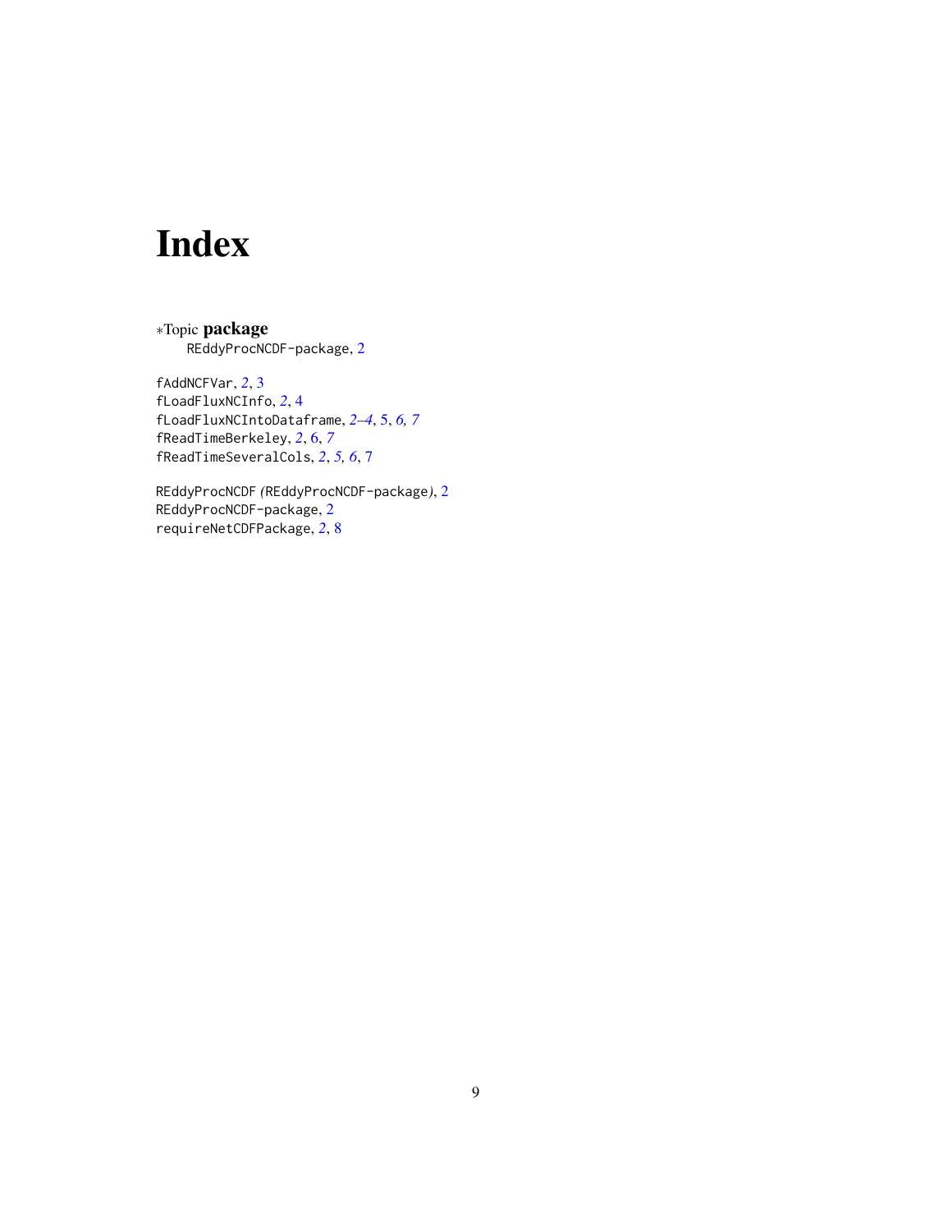# Index

*Topic **package**
    REddyProcNCDF-package, 2

fAddNCFVar, *2*, 3
fLoadFluxNCInfo, *2*, 4
fLoadFluxNCIntoDataframe, *2–4*, 5, *6, 7*
fReadTimeBerkeley, *2*, 6, *7*
fReadTimeSeveralCols, *2*, *5, 6*, 7

REddyProcNCDF *(*REddyProcNCDF-package*)*, 2
REddyProcNCDF-package, 2
requireNetCDFPackage, *2*, 8